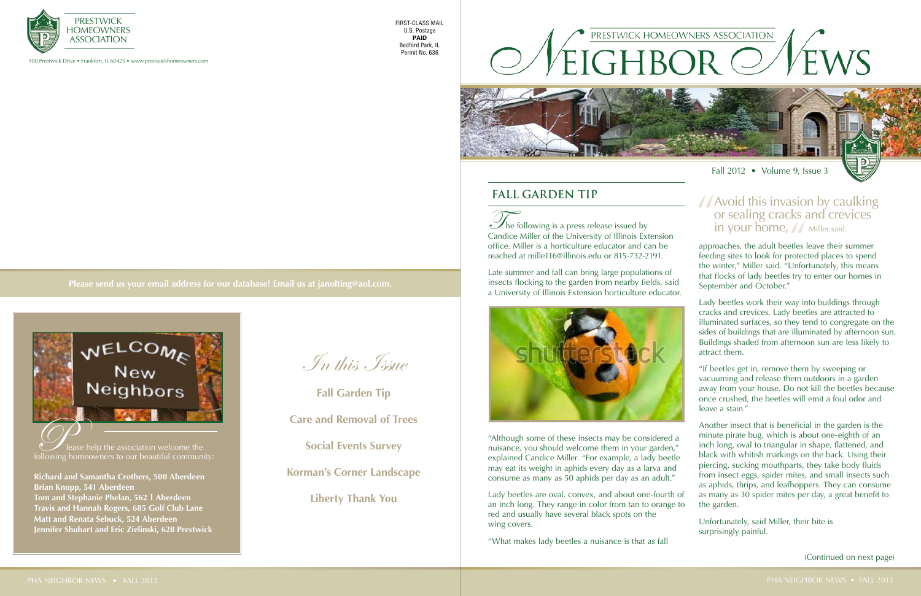PRESTWICK HOMEOWNERS ASSOCIATION

900 Prestwick Drive • Frankfort, IL 60423 • www.prestwickhomeowners.com

FIRST-CLASS MAIL
U.S. Postage
**PAID**
Bedford Park, IL
Permit No. 636

**Please send us your email address for our database! Email us at janolting@aol.com.**

Please help the association welcome the following homeowners to our beautiful community:

**Richard and Samantha Crothers, 500 Aberdeen**
**Brian Knopp, 541 Aberdeen**
**Tom and Stephanie Phelan, 562 | Aberdeen**
**Travis and Hannah Rogers, 685 Golf Club Lane**
**Matt and Renata Sebuck, 524 Aberdeen**
**Jennifer Shubart and Eric Zielinski, 628 Prestwick**

*In this Issue*

**Fall Garden Tip**

**Care and Removal of Trees**

**Social Events Survey**

**Korman's Corner Landscape**

**Liberty Thank You**

# PRESTWICK HOMEOWNERS ASSOCIATION NEIGHBOR NEWS

Fall 2012 • Volume 9, Issue 3

## FALL GARDEN TIP

The following is a press release issued by Candice Miller of the University of Illinois Extension office. Miller is a horticulture educator and can be reached at mille116@illinois.edu or 815-732-2191.

Late summer and fall can bring large populations of insects flocking to the garden from nearby fields, said a University of Illinois Extension horticulture educator.

"Although some of these insects may be considered a nuisance, you should welcome them in your garden," explained Candice Miller. "For example, a lady beetle may eat its weight in aphids every day as a larva and consume as many as 50 aphids per day as an adult."

Lady beetles are oval, convex, and about one-fourth of an inch long. They range in color from tan to orange to red and usually have several black spots on the wing covers.

"What makes lady beetles a nuisance is that as fall approaches, the adult beetles leave their summer feeding sites to look for protected places to spend the winter," Miller said. "Unfortunately, this means that flocks of lady beetles try to enter our homes in September and October."

> "Avoid this invasion by caulking or sealing cracks and crevices in your home," Miller said.

Lady beetles work their way into buildings through cracks and crevices. Lady beetles are attracted to illuminated surfaces, so they tend to congregate on the sides of buildings that are illuminated by afternoon sun. Buildings shaded from afternoon sun are less likely to attract them.

"If beetles get in, remove them by sweeping or vacuuming and release them outdoors in a garden away from your house. Do not kill the beetles because once crushed, the beetles will emit a foul odor and leave a stain."

Another insect that is beneficial in the garden is the minute pirate bug, which is about one-eighth of an inch long, oval to triangular in shape, flattened, and black with whitish markings on the back. Using their piercing, sucking mouthparts, they take body fluids from insect eggs, spider mites, and small insects such as aphids, thrips, and leafhoppers. They can consume as many as 30 spider mites per day, a great benefit to the garden.

Unfortunately, said Miller, their bite is surprisingly painful.

(Continued on next page)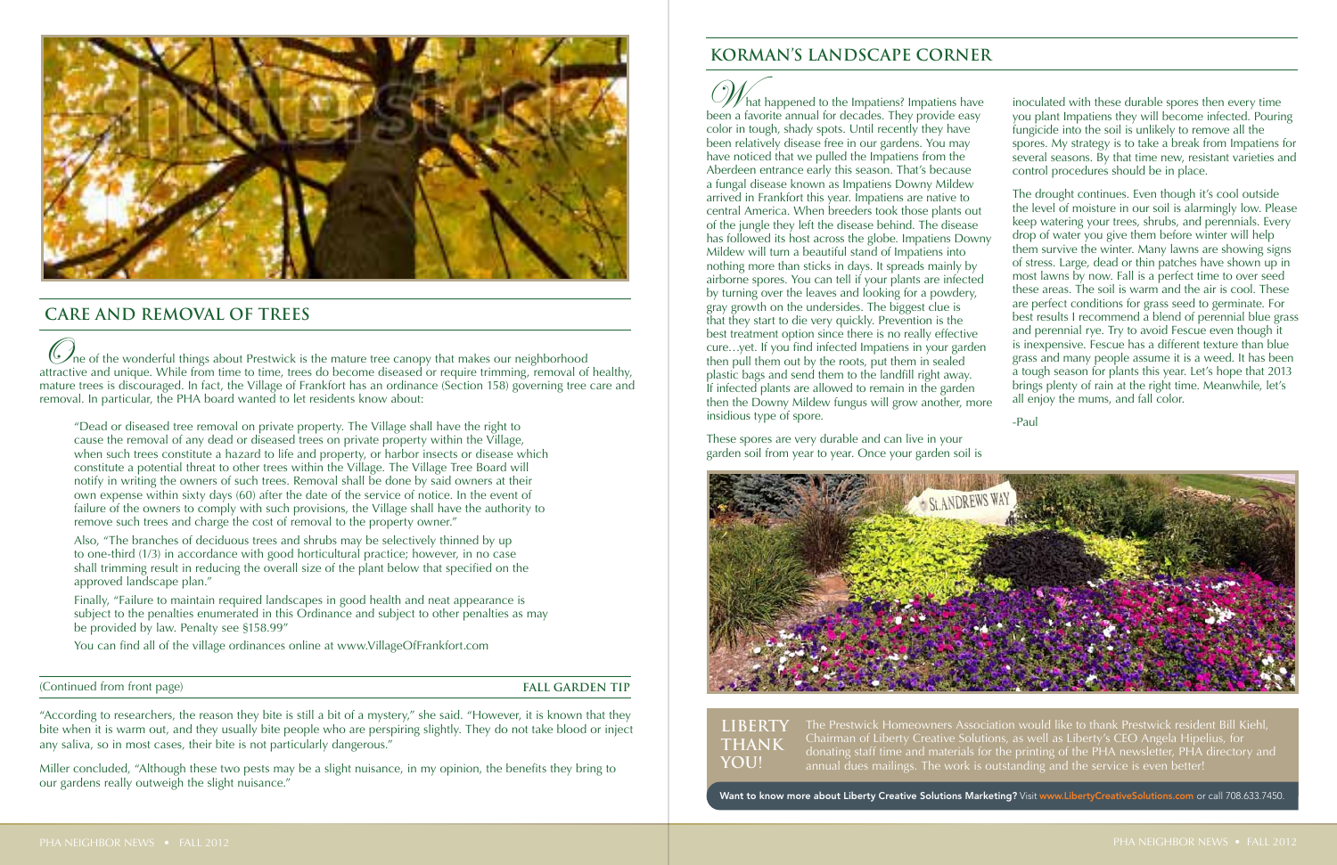## CARE AND REMOVAL OF TREES

One of the wonderful things about Prestwick is the mature tree canopy that makes our neighborhood attractive and unique. While from time to time, trees do become diseased or require trimming, removal of healthy, mature trees is discouraged. In fact, the Village of Frankfort has an ordinance (Section 158) governing tree care and removal. In particular, the PHA board wanted to let residents know about:

> "Dead or diseased tree removal on private property. The Village shall have the right to cause the removal of any dead or diseased trees on private property within the Village, when such trees constitute a hazard to life and property, or harbor insects or disease which constitute a potential threat to other trees within the Village. The Village Tree Board will notify in writing the owners of such trees. Removal shall be done by said owners at their own expense within sixty days (60) after the date of the service of notice. In the event of failure of the owners to comply with such provisions, the Village shall have the authority to remove such trees and charge the cost of removal to the property owner."
>
> Also, "The branches of deciduous trees and shrubs may be selectively thinned by up to one-third (1/3) in accordance with good horticultural practice; however, in no case shall trimming result in reducing the overall size of the plant below that specified on the approved landscape plan."
>
> Finally, "Failure to maintain required landscapes in good health and neat appearance is subject to the penalties enumerated in this Ordinance and subject to other penalties as may be provided by law. Penalty see §158.99"
>
> You can find all of the village ordinances online at www.VillageOfFrankfort.com

(Continued from front page) **FALL GARDEN TIP**

"According to researchers, the reason they bite is still a bit of a mystery," she said. "However, it is known that they bite when it is warm out, and they usually bite people who are perspiring slightly. They do not take blood or inject any saliva, so in most cases, their bite is not particularly dangerous."

Miller concluded, "Although these two pests may be a slight nuisance, in my opinion, the benefits they bring to our gardens really outweigh the slight nuisance."

## KORMAN'S LANDSCAPE CORNER

What happened to the Impatiens? Impatiens have been a favorite annual for decades. They provide easy color in tough, shady spots. Until recently they have been relatively disease free in our gardens. You may have noticed that we pulled the Impatiens from the Aberdeen entrance early this season. That's because a fungal disease known as Impatiens Downy Mildew arrived in Frankfort this year. Impatiens are native to central America. When breeders took those plants out of the jungle they left the disease behind. The disease has followed its host across the globe. Impatiens Downy Mildew will turn a beautiful stand of Impatiens into nothing more than sticks in days. It spreads mainly by airborne spores. You can tell if your plants are infected by turning over the leaves and looking for a powdery, gray growth on the undersides. The biggest clue is that they start to die very quickly. Prevention is the best treatment option since there is no really effective cure…yet. If you find infected Impatiens in your garden then pull them out by the roots, put them in sealed plastic bags and send them to the landfill right away. If infected plants are allowed to remain in the garden then the Downy Mildew fungus will grow another, more insidious type of spore.

These spores are very durable and can live in your garden soil from year to year. Once your garden soil is inoculated with these durable spores then every time you plant Impatiens they will become infected. Pouring fungicide into the soil is unlikely to remove all the spores. My strategy is to take a break from Impatiens for several seasons. By that time new, resistant varieties and control procedures should be in place.

The drought continues. Even though it's cool outside the level of moisture in our soil is alarmingly low. Please keep watering your trees, shrubs, and perennials. Every drop of water you give them before winter will help them survive the winter. Many lawns are showing signs of stress. Large, dead or thin patches have shown up in most lawns by now. Fall is a perfect time to over seed these areas. The soil is warm and the air is cool. These are perfect conditions for grass seed to germinate. For best results I recommend a blend of perennial blue grass and perennial rye. Try to avoid Fescue even though it is inexpensive. Fescue has a different texture than blue grass and many people assume it is a weed. It has been a tough season for plants this year. Let's hope that 2013 brings plenty of rain at the right time. Meanwhile, let's all enjoy the mums, and fall color.

-Paul

### LIBERTY THANK YOU!

The Prestwick Homeowners Association would like to thank Prestwick resident Bill Kiehl, Chairman of Liberty Creative Solutions, as well as Liberty's CEO Angela Hipelius, for donating staff time and materials for the printing of the PHA newsletter, PHA directory and annual dues mailings. The work is outstanding and the service is even better!

**Want to know more about Liberty Creative Solutions Marketing?** Visit www.LibertyCreativeSolutions.com or call 708.633.7450.